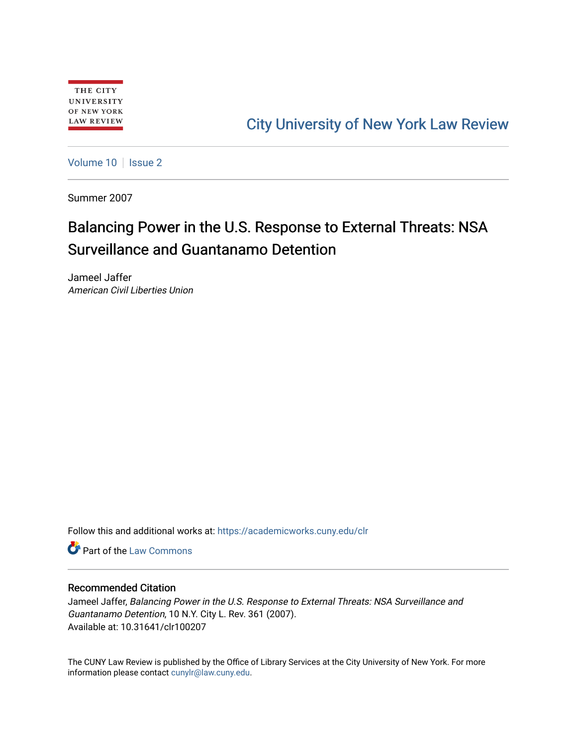THE CITY UNIVERSITY OF NEW YORK LAW REVIEW

City University of New York Law Review

Volume 10 | Issue 2

Summer 2007

# Balancing Power in the U.S. Response to External Threats: NSA Surveillance and Guantanamo Detention

Jameel Jaffer
*American Civil Liberties Union*

Follow this and additional works at: https://academicworks.cuny.edu/clr

Part of the Law Commons

## Recommended Citation

Jameel Jaffer, *Balancing Power in the U.S. Response to External Threats: NSA Surveillance and Guantanamo Detention*, 10 N.Y. City L. Rev. 361 (2007).
Available at: 10.31641/clr100207

The CUNY Law Review is published by the Office of Library Services at the City University of New York. For more information please contact cunylr@law.cuny.edu.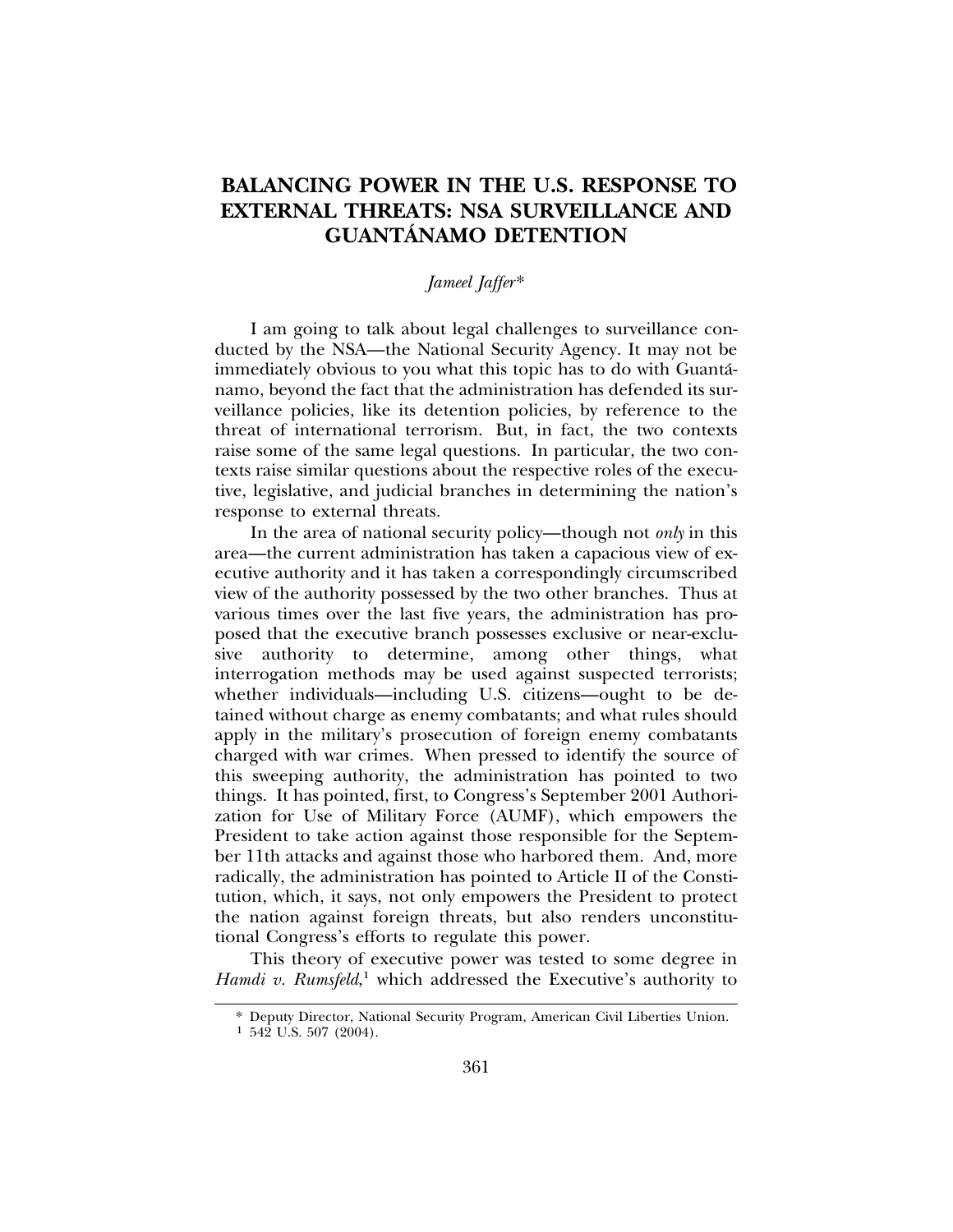# BALANCING POWER IN THE U.S. RESPONSE TO EXTERNAL THREATS: NSA SURVEILLANCE AND GUANTÁNAMO DETENTION

*Jameel Jaffer**

I am going to talk about legal challenges to surveillance conducted by the NSA—the National Security Agency. It may not be immediately obvious to you what this topic has to do with Guantánamo, beyond the fact that the administration has defended its surveillance policies, like its detention policies, by reference to the threat of international terrorism. But, in fact, the two contexts raise some of the same legal questions. In particular, the two contexts raise similar questions about the respective roles of the executive, legislative, and judicial branches in determining the nation's response to external threats.

In the area of national security policy—though not *only* in this area—the current administration has taken a capacious view of executive authority and it has taken a correspondingly circumscribed view of the authority possessed by the two other branches. Thus at various times over the last five years, the administration has proposed that the executive branch possesses exclusive or near-exclusive authority to determine, among other things, what interrogation methods may be used against suspected terrorists; whether individuals—including U.S. citizens—ought to be detained without charge as enemy combatants; and what rules should apply in the military's prosecution of foreign enemy combatants charged with war crimes. When pressed to identify the source of this sweeping authority, the administration has pointed to two things. It has pointed, first, to Congress's September 2001 Authorization for Use of Military Force (AUMF), which empowers the President to take action against those responsible for the September 11th attacks and against those who harbored them. And, more radically, the administration has pointed to Article II of the Constitution, which, it says, not only empowers the President to protect the nation against foreign threats, but also renders unconstitutional Congress's efforts to regulate this power.

This theory of executive power was tested to some degree in *Hamdi v. Rumsfeld*,[1] which addressed the Executive's authority to

\* Deputy Director, National Security Program, American Civil Liberties Union.

[1] 542 U.S. 507 (2004).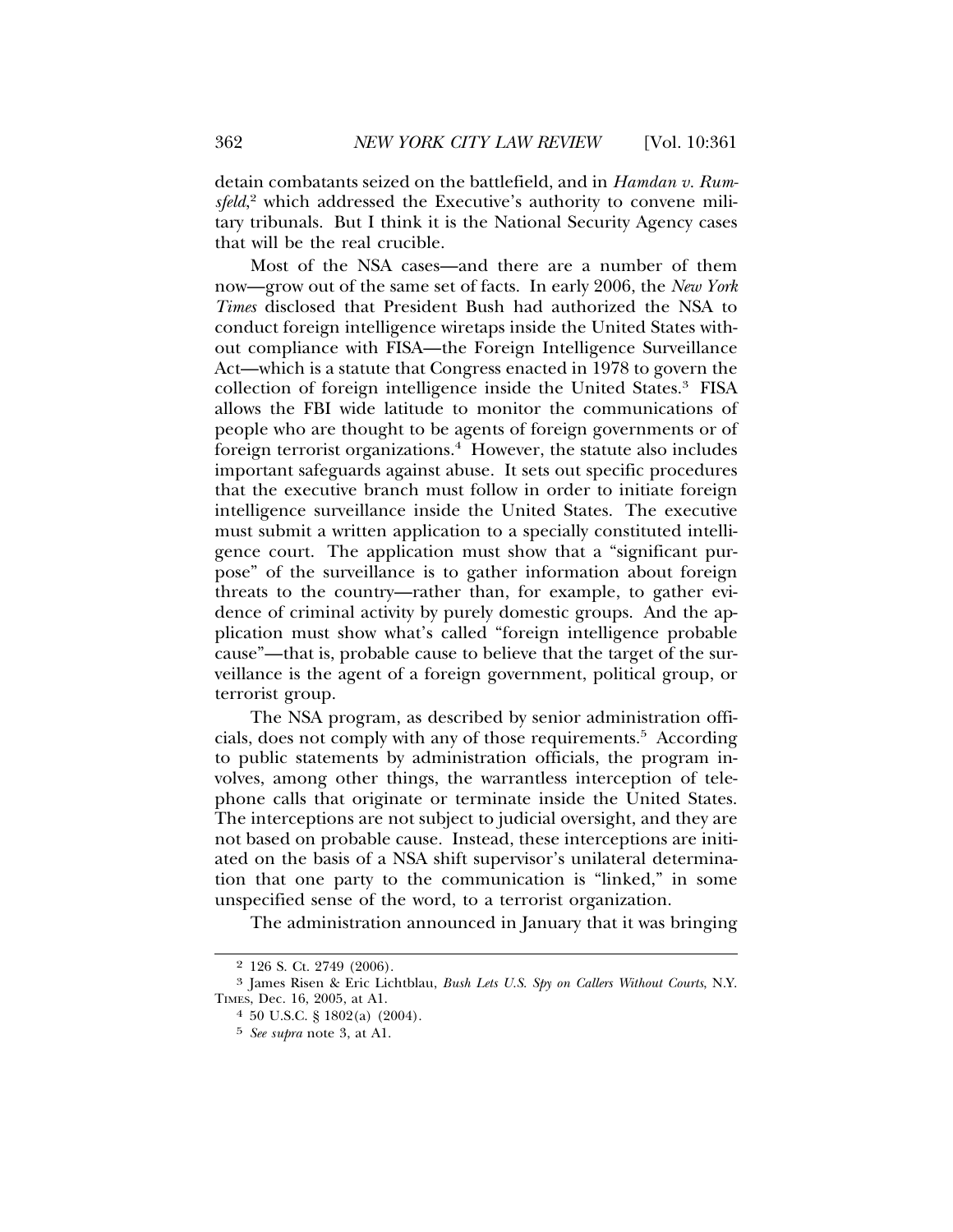detain combatants seized on the battlefield, and in *Hamdan v. Rumsfeld*,[2] which addressed the Executive's authority to convene military tribunals. But I think it is the National Security Agency cases that will be the real crucible.

Most of the NSA cases—and there are a number of them now—grow out of the same set of facts. In early 2006, the *New York Times* disclosed that President Bush had authorized the NSA to conduct foreign intelligence wiretaps inside the United States without compliance with FISA—the Foreign Intelligence Surveillance Act—which is a statute that Congress enacted in 1978 to govern the collection of foreign intelligence inside the United States.[3] FISA allows the FBI wide latitude to monitor the communications of people who are thought to be agents of foreign governments or of foreign terrorist organizations.[4] However, the statute also includes important safeguards against abuse. It sets out specific procedures that the executive branch must follow in order to initiate foreign intelligence surveillance inside the United States. The executive must submit a written application to a specially constituted intelligence court. The application must show that a "significant purpose" of the surveillance is to gather information about foreign threats to the country—rather than, for example, to gather evidence of criminal activity by purely domestic groups. And the application must show what's called "foreign intelligence probable cause"—that is, probable cause to believe that the target of the surveillance is the agent of a foreign government, political group, or terrorist group.

The NSA program, as described by senior administration officials, does not comply with any of those requirements.[5] According to public statements by administration officials, the program involves, among other things, the warrantless interception of telephone calls that originate or terminate inside the United States. The interceptions are not subject to judicial oversight, and they are not based on probable cause. Instead, these interceptions are initiated on the basis of a NSA shift supervisor's unilateral determination that one party to the communication is "linked," in some unspecified sense of the word, to a terrorist organization.

The administration announced in January that it was bringing

---

[2] 126 S. Ct. 2749 (2006).

[3] James Risen & Eric Lichtblau, *Bush Lets U.S. Spy on Callers Without Courts*, N.Y. TIMES, Dec. 16, 2005, at A1.

[4] 50 U.S.C. § 1802(a) (2004).

[5] *See supra* note 3, at A1.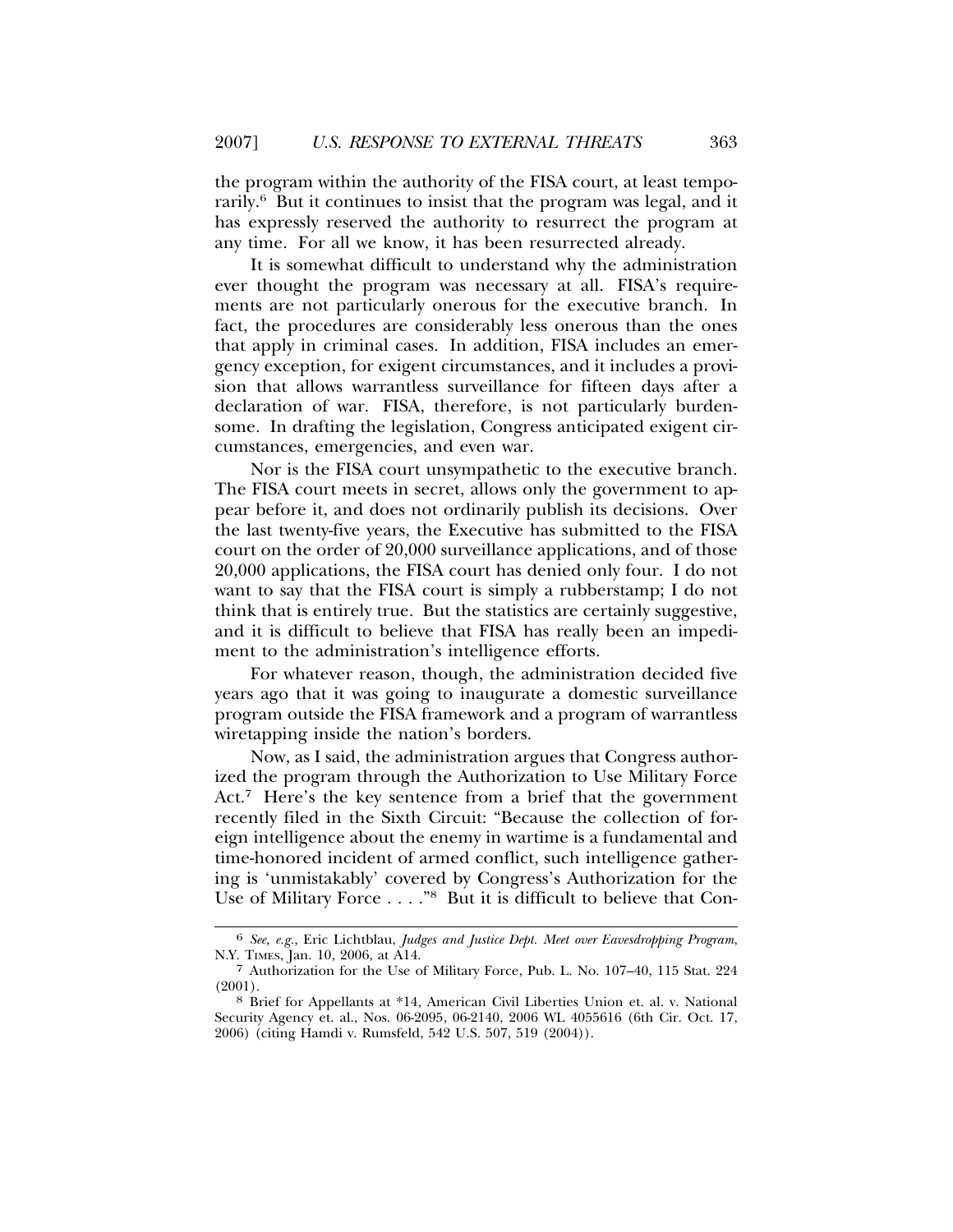the program within the authority of the FISA court, at least temporarily.[6] But it continues to insist that the program was legal, and it has expressly reserved the authority to resurrect the program at any time. For all we know, it has been resurrected already.

It is somewhat difficult to understand why the administration ever thought the program was necessary at all. FISA's requirements are not particularly onerous for the executive branch. In fact, the procedures are considerably less onerous than the ones that apply in criminal cases. In addition, FISA includes an emergency exception, for exigent circumstances, and it includes a provision that allows warrantless surveillance for fifteen days after a declaration of war. FISA, therefore, is not particularly burdensome. In drafting the legislation, Congress anticipated exigent circumstances, emergencies, and even war.

Nor is the FISA court unsympathetic to the executive branch. The FISA court meets in secret, allows only the government to appear before it, and does not ordinarily publish its decisions. Over the last twenty-five years, the Executive has submitted to the FISA court on the order of 20,000 surveillance applications, and of those 20,000 applications, the FISA court has denied only four. I do not want to say that the FISA court is simply a rubberstamp; I do not think that is entirely true. But the statistics are certainly suggestive, and it is difficult to believe that FISA has really been an impediment to the administration's intelligence efforts.

For whatever reason, though, the administration decided five years ago that it was going to inaugurate a domestic surveillance program outside the FISA framework and a program of warrantless wiretapping inside the nation's borders.

Now, as I said, the administration argues that Congress authorized the program through the Authorization to Use Military Force Act.[7] Here's the key sentence from a brief that the government recently filed in the Sixth Circuit: "Because the collection of foreign intelligence about the enemy in wartime is a fundamental and time-honored incident of armed conflict, such intelligence gathering is 'unmistakably' covered by Congress's Authorization for the Use of Military Force . . . ."[8] But it is difficult to believe that Con-

---

[6] *See, e.g.*, Eric Lichtblau, *Judges and Justice Dept. Meet over Eavesdropping Program*, N.Y. TIMES, Jan. 10, 2006, at A14.

[7] Authorization for the Use of Military Force, Pub. L. No. 107–40, 115 Stat. 224 (2001).

[8] Brief for Appellants at *14, American Civil Liberties Union et. al. v. National Security Agency et. al., Nos. 06-2095, 06-2140, 2006 WL 4055616 (6th Cir. Oct. 17, 2006) (citing Hamdi v. Rumsfeld, 542 U.S. 507, 519 (2004)).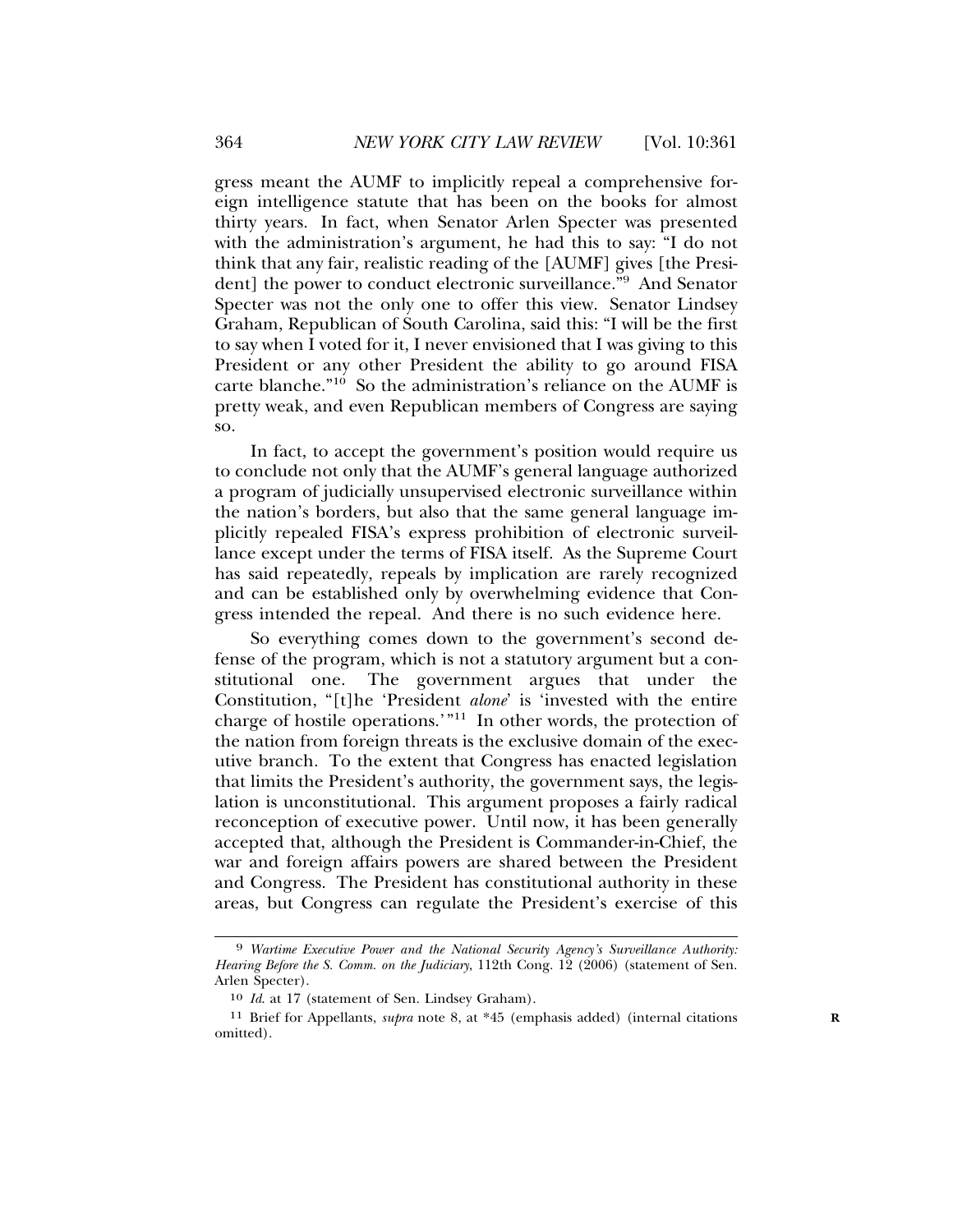gress meant the AUMF to implicitly repeal a comprehensive foreign intelligence statute that has been on the books for almost thirty years. In fact, when Senator Arlen Specter was presented with the administration's argument, he had this to say: "I do not think that any fair, realistic reading of the [AUMF] gives [the President] the power to conduct electronic surveillance."[9] And Senator Specter was not the only one to offer this view. Senator Lindsey Graham, Republican of South Carolina, said this: "I will be the first to say when I voted for it, I never envisioned that I was giving to this President or any other President the ability to go around FISA carte blanche."[10] So the administration's reliance on the AUMF is pretty weak, and even Republican members of Congress are saying so.

In fact, to accept the government's position would require us to conclude not only that the AUMF's general language authorized a program of judicially unsupervised electronic surveillance within the nation's borders, but also that the same general language implicitly repealed FISA's express prohibition of electronic surveillance except under the terms of FISA itself. As the Supreme Court has said repeatedly, repeals by implication are rarely recognized and can be established only by overwhelming evidence that Congress intended the repeal. And there is no such evidence here.

So everything comes down to the government's second defense of the program, which is not a statutory argument but a constitutional one. The government argues that under the Constitution, "[t]he 'President *alone*' is 'invested with the entire charge of hostile operations.'"[11] In other words, the protection of the nation from foreign threats is the exclusive domain of the executive branch. To the extent that Congress has enacted legislation that limits the President's authority, the government says, the legislation is unconstitutional. This argument proposes a fairly radical reconception of executive power. Until now, it has been generally accepted that, although the President is Commander-in-Chief, the war and foreign affairs powers are shared between the President and Congress. The President has constitutional authority in these areas, but Congress can regulate the President's exercise of this

---

[9] *Wartime Executive Power and the National Security Agency's Surveillance Authority: Hearing Before the S. Comm. on the Judiciary*, 112th Cong. 12 (2006) (statement of Sen. Arlen Specter).

[10] *Id.* at 17 (statement of Sen. Lindsey Graham).

[11] Brief for Appellants, *supra* note 8, at *45 (emphasis added) (internal citations omitted).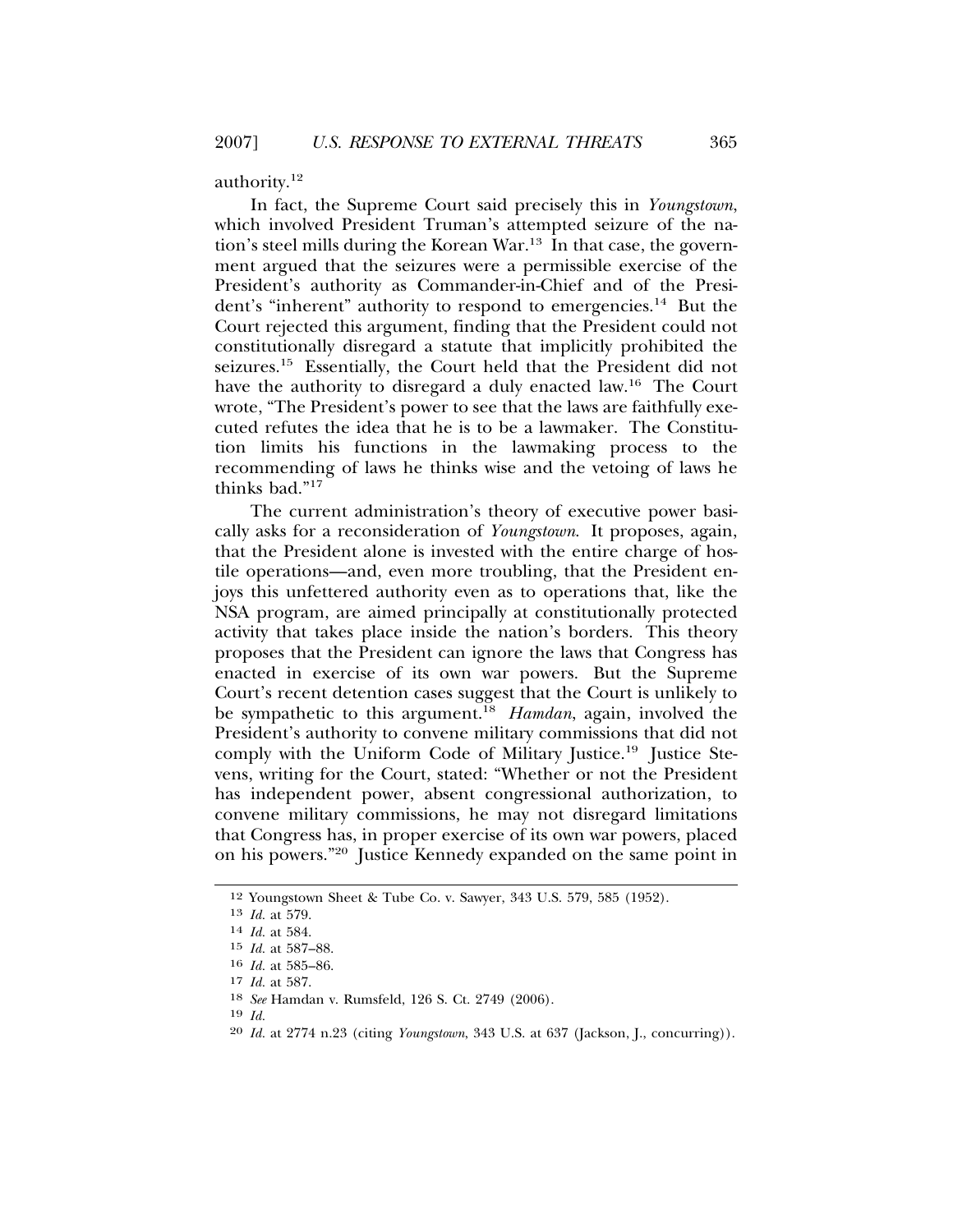authority.[12]

In fact, the Supreme Court said precisely this in *Youngstown*, which involved President Truman's attempted seizure of the nation's steel mills during the Korean War.[13] In that case, the government argued that the seizures were a permissible exercise of the President's authority as Commander-in-Chief and of the President's "inherent" authority to respond to emergencies.[14] But the Court rejected this argument, finding that the President could not constitutionally disregard a statute that implicitly prohibited the seizures.[15] Essentially, the Court held that the President did not have the authority to disregard a duly enacted law.[16] The Court wrote, "The President's power to see that the laws are faithfully executed refutes the idea that he is to be a lawmaker. The Constitution limits his functions in the lawmaking process to the recommending of laws he thinks wise and the vetoing of laws he thinks bad."[17]

The current administration's theory of executive power basically asks for a reconsideration of *Youngstown*. It proposes, again, that the President alone is invested with the entire charge of hostile operations—and, even more troubling, that the President enjoys this unfettered authority even as to operations that, like the NSA program, are aimed principally at constitutionally protected activity that takes place inside the nation's borders. This theory proposes that the President can ignore the laws that Congress has enacted in exercise of its own war powers. But the Supreme Court's recent detention cases suggest that the Court is unlikely to be sympathetic to this argument.[18] *Hamdan*, again, involved the President's authority to convene military commissions that did not comply with the Uniform Code of Military Justice.[19] Justice Stevens, writing for the Court, stated: "Whether or not the President has independent power, absent congressional authorization, to convene military commissions, he may not disregard limitations that Congress has, in proper exercise of its own war powers, placed on his powers."[20] Justice Kennedy expanded on the same point in

---

12 Youngstown Sheet & Tube Co. v. Sawyer, 343 U.S. 579, 585 (1952).

13 *Id.* at 579.

14 *Id.* at 584.

15 *Id.* at 587–88.

16 *Id.* at 585–86.

17 *Id.* at 587.

18 *See* Hamdan v. Rumsfeld, 126 S. Ct. 2749 (2006).

19 *Id.*

20 *Id.* at 2774 n.23 (citing *Youngstown*, 343 U.S. at 637 (Jackson, J., concurring)).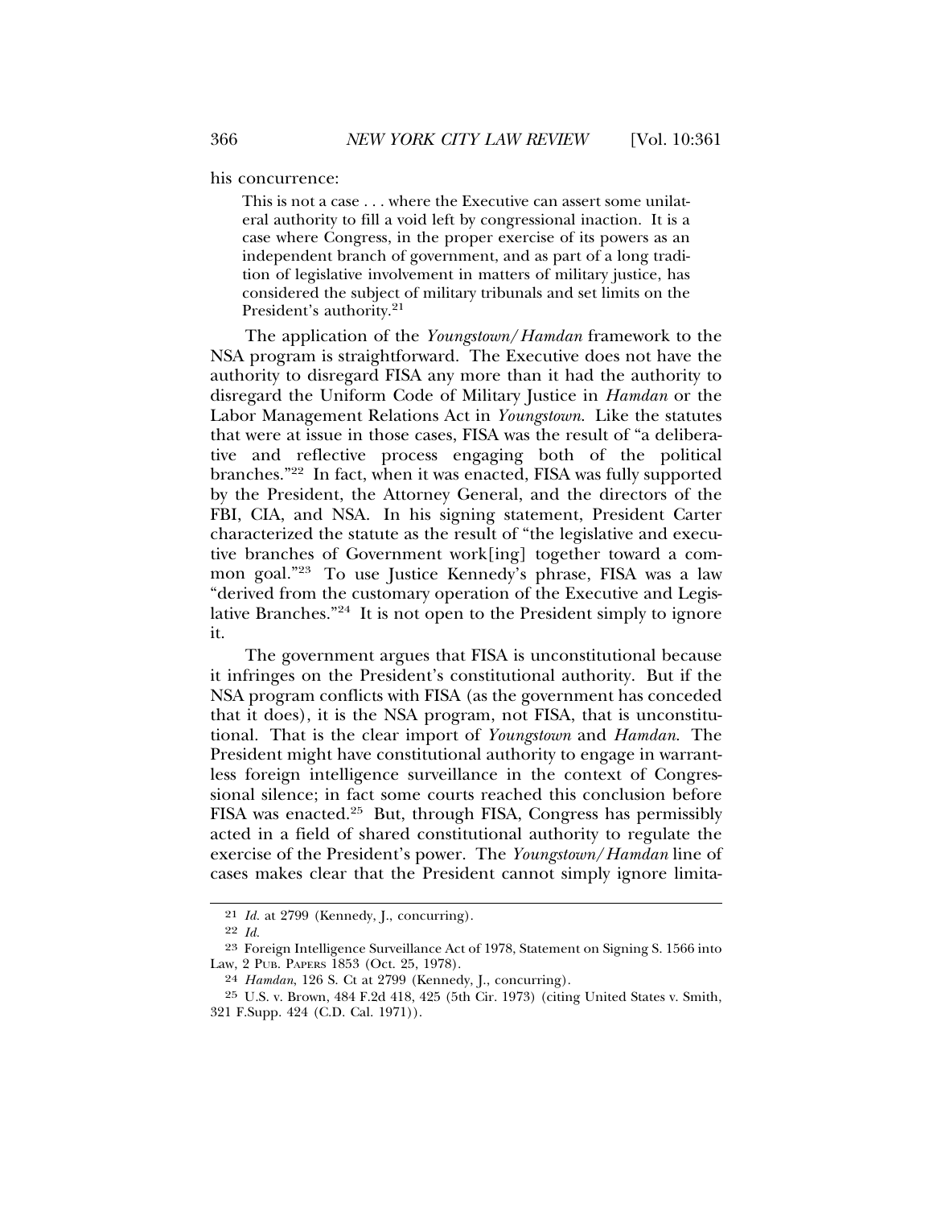his concurrence:

> This is not a case . . . where the Executive can assert some unilateral authority to fill a void left by congressional inaction. It is a case where Congress, in the proper exercise of its powers as an independent branch of government, and as part of a long tradition of legislative involvement in matters of military justice, has considered the subject of military tribunals and set limits on the President's authority.[21]

The application of the *Youngstown/Hamdan* framework to the NSA program is straightforward. The Executive does not have the authority to disregard FISA any more than it had the authority to disregard the Uniform Code of Military Justice in *Hamdan* or the Labor Management Relations Act in *Youngstown*. Like the statutes that were at issue in those cases, FISA was the result of "a deliberative and reflective process engaging both of the political branches."[22] In fact, when it was enacted, FISA was fully supported by the President, the Attorney General, and the directors of the FBI, CIA, and NSA. In his signing statement, President Carter characterized the statute as the result of "the legislative and executive branches of Government work[ing] together toward a common goal."[23] To use Justice Kennedy's phrase, FISA was a law "derived from the customary operation of the Executive and Legislative Branches."[24] It is not open to the President simply to ignore it.

The government argues that FISA is unconstitutional because it infringes on the President's constitutional authority. But if the NSA program conflicts with FISA (as the government has conceded that it does), it is the NSA program, not FISA, that is unconstitutional. That is the clear import of *Youngstown* and *Hamdan*. The President might have constitutional authority to engage in warrantless foreign intelligence surveillance in the context of Congressional silence; in fact some courts reached this conclusion before FISA was enacted.[25] But, through FISA, Congress has permissibly acted in a field of shared constitutional authority to regulate the exercise of the President's power. The *Youngstown/Hamdan* line of cases makes clear that the President cannot simply ignore limita-

---

21 *Id.* at 2799 (Kennedy, J., concurring).

22 *Id.*

23 Foreign Intelligence Surveillance Act of 1978, Statement on Signing S. 1566 into Law, 2 PUB. PAPERS 1853 (Oct. 25, 1978).

24 *Hamdan*, 126 S. Ct at 2799 (Kennedy, J., concurring).

25 U.S. v. Brown, 484 F.2d 418, 425 (5th Cir. 1973) (citing United States v. Smith, 321 F.Supp. 424 (C.D. Cal. 1971)).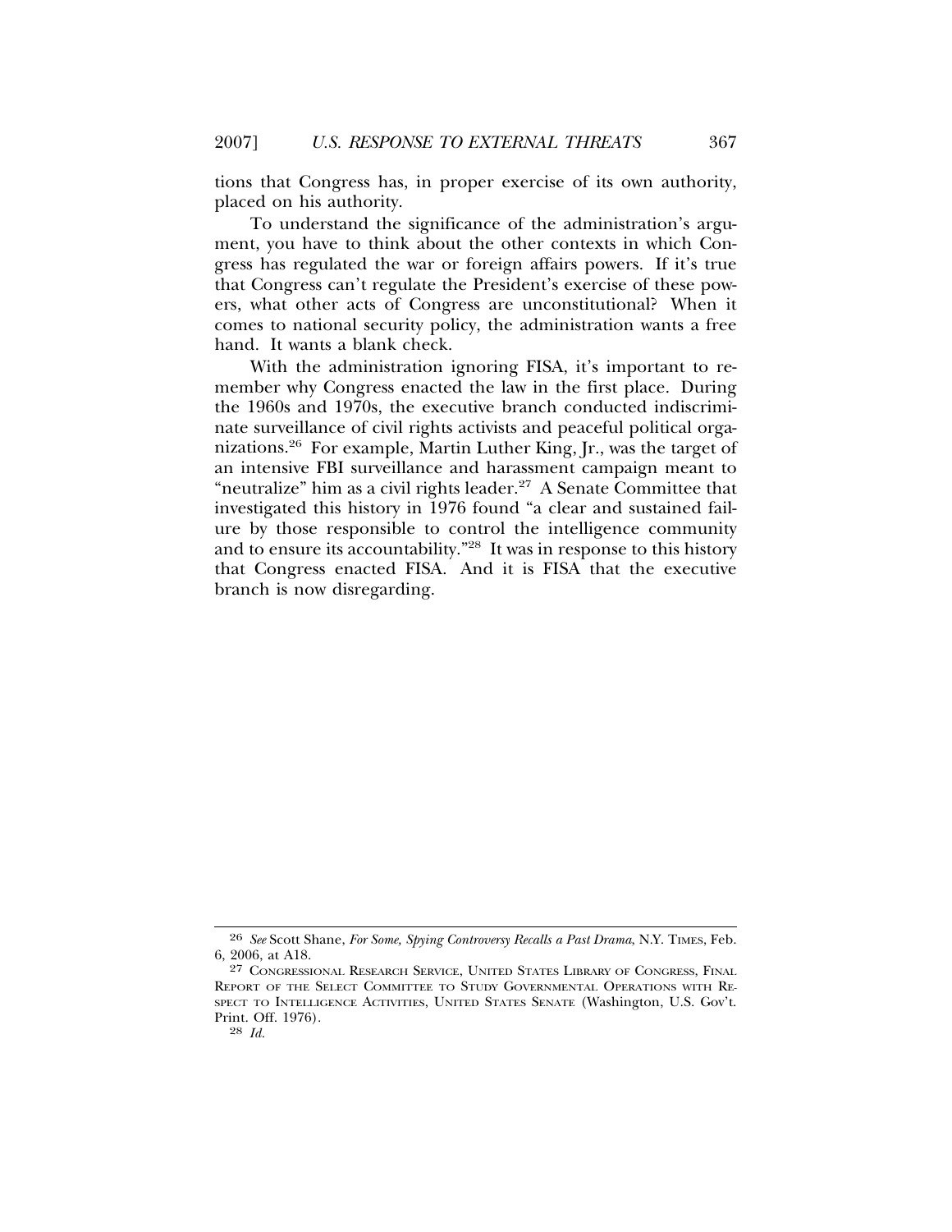tions that Congress has, in proper exercise of its own authority, placed on his authority.

To understand the significance of the administration's argument, you have to think about the other contexts in which Congress has regulated the war or foreign affairs powers. If it's true that Congress can't regulate the President's exercise of these powers, what other acts of Congress are unconstitutional? When it comes to national security policy, the administration wants a free hand. It wants a blank check.

With the administration ignoring FISA, it's important to remember why Congress enacted the law in the first place. During the 1960s and 1970s, the executive branch conducted indiscriminate surveillance of civil rights activists and peaceful political organizations.[26] For example, Martin Luther King, Jr., was the target of an intensive FBI surveillance and harassment campaign meant to "neutralize" him as a civil rights leader.[27] A Senate Committee that investigated this history in 1976 found "a clear and sustained failure by those responsible to control the intelligence community and to ensure its accountability."[28] It was in response to this history that Congress enacted FISA. And it is FISA that the executive branch is now disregarding.

---

[26] *See* Scott Shane, *For Some, Spying Controversy Recalls a Past Drama*, N.Y. TIMES, Feb. 6, 2006, at A18.

[27] CONGRESSIONAL RESEARCH SERVICE, UNITED STATES LIBRARY OF CONGRESS, FINAL REPORT OF THE SELECT COMMITTEE TO STUDY GOVERNMENTAL OPERATIONS WITH RESPECT TO INTELLIGENCE ACTIVITIES, UNITED STATES SENATE (Washington, U.S. Gov't. Print. Off. 1976).

[28] *Id.*